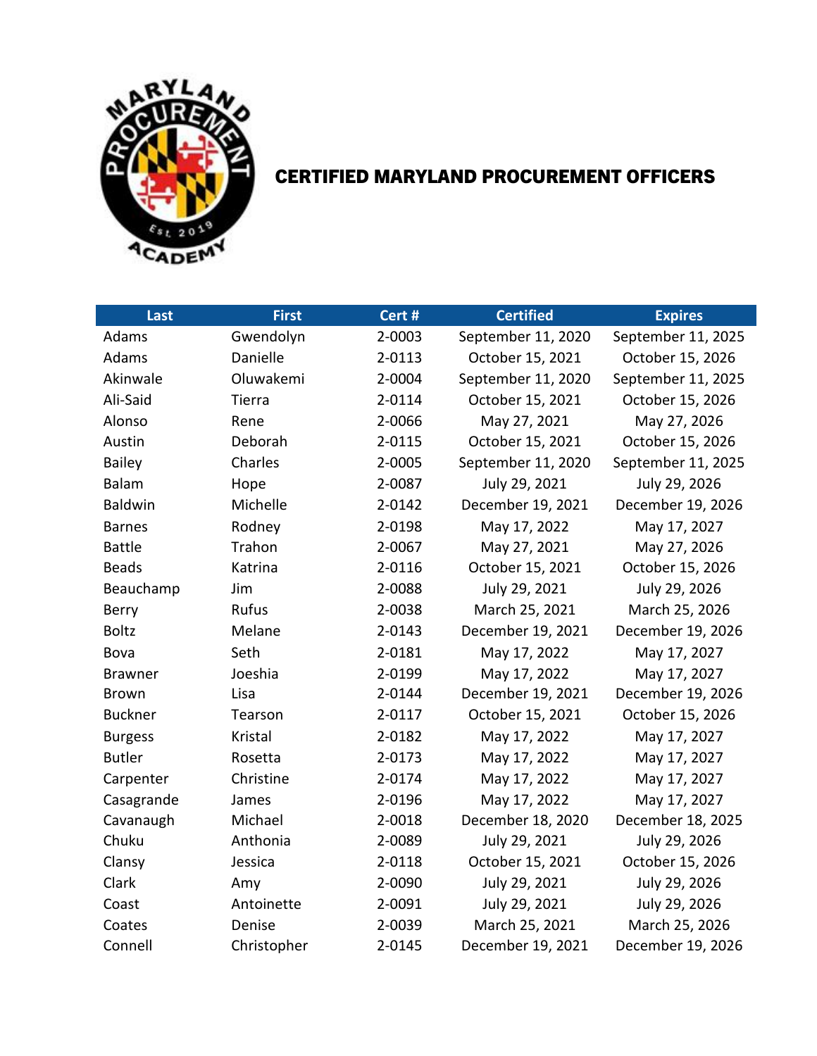# CERTIFIED MARYLAND PROCUREMENT OFFICERS

| Last | First | Cert # | Certified | Expires |
|---|---|---|---|---|
| Adams | Gwendolyn | 2-0003 | September 11, 2020 | September 11, 2025 |
| Adams | Danielle | 2-0113 | October 15, 2021 | October 15, 2026 |
| Akinwale | Oluwakemi | 2-0004 | September 11, 2020 | September 11, 2025 |
| Ali-Said | Tierra | 2-0114 | October 15, 2021 | October 15, 2026 |
| Alonso | Rene | 2-0066 | May 27, 2021 | May 27, 2026 |
| Austin | Deborah | 2-0115 | October 15, 2021 | October 15, 2026 |
| Bailey | Charles | 2-0005 | September 11, 2020 | September 11, 2025 |
| Balam | Hope | 2-0087 | July 29, 2021 | July 29, 2026 |
| Baldwin | Michelle | 2-0142 | December 19, 2021 | December 19, 2026 |
| Barnes | Rodney | 2-0198 | May 17, 2022 | May 17, 2027 |
| Battle | Trahon | 2-0067 | May 27, 2021 | May 27, 2026 |
| Beads | Katrina | 2-0116 | October 15, 2021 | October 15, 2026 |
| Beauchamp | Jim | 2-0088 | July 29, 2021 | July 29, 2026 |
| Berry | Rufus | 2-0038 | March 25, 2021 | March 25, 2026 |
| Boltz | Melane | 2-0143 | December 19, 2021 | December 19, 2026 |
| Bova | Seth | 2-0181 | May 17, 2022 | May 17, 2027 |
| Brawner | Joeshia | 2-0199 | May 17, 2022 | May 17, 2027 |
| Brown | Lisa | 2-0144 | December 19, 2021 | December 19, 2026 |
| Buckner | Tearson | 2-0117 | October 15, 2021 | October 15, 2026 |
| Burgess | Kristal | 2-0182 | May 17, 2022 | May 17, 2027 |
| Butler | Rosetta | 2-0173 | May 17, 2022 | May 17, 2027 |
| Carpenter | Christine | 2-0174 | May 17, 2022 | May 17, 2027 |
| Casagrande | James | 2-0196 | May 17, 2022 | May 17, 2027 |
| Cavanaugh | Michael | 2-0018 | December 18, 2020 | December 18, 2025 |
| Chuku | Anthonia | 2-0089 | July 29, 2021 | July 29, 2026 |
| Clansy | Jessica | 2-0118 | October 15, 2021 | October 15, 2026 |
| Clark | Amy | 2-0090 | July 29, 2021 | July 29, 2026 |
| Coast | Antoinette | 2-0091 | July 29, 2021 | July 29, 2026 |
| Coates | Denise | 2-0039 | March 25, 2021 | March 25, 2026 |
| Connell | Christopher | 2-0145 | December 19, 2021 | December 19, 2026 |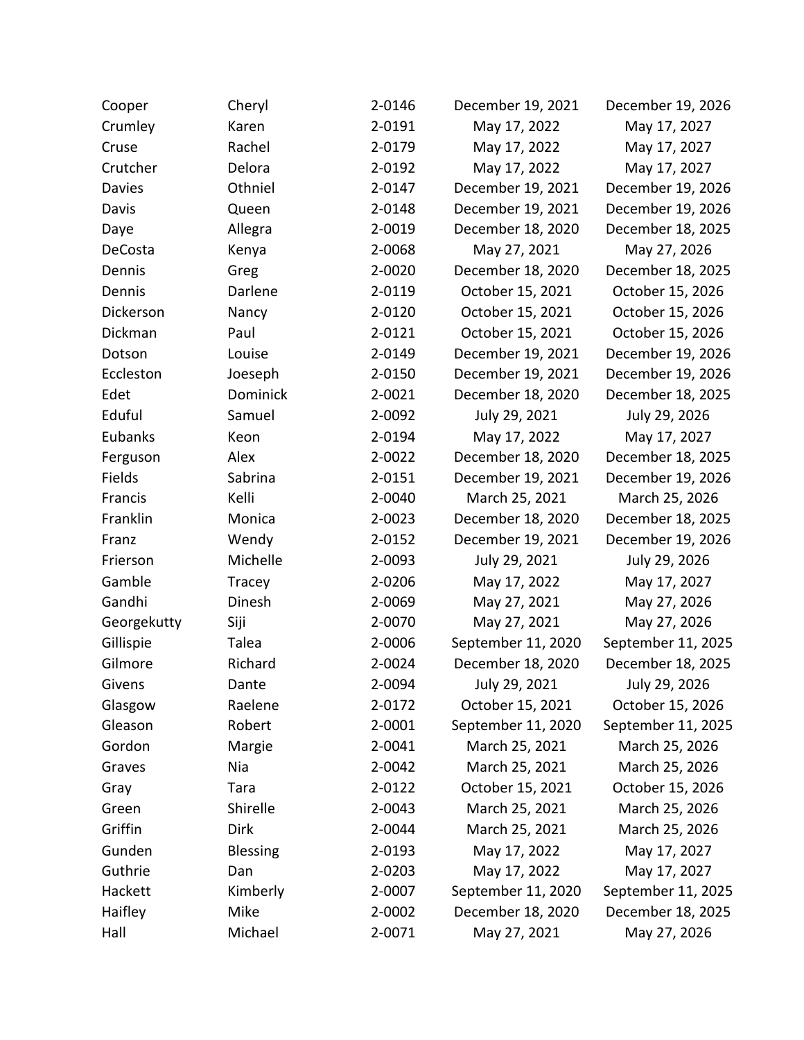| | | | | |
|---|---|---|---|---|
| Cooper | Cheryl | 2-0146 | December 19, 2021 | December 19, 2026 |
| Crumley | Karen | 2-0191 | May 17, 2022 | May 17, 2027 |
| Cruse | Rachel | 2-0179 | May 17, 2022 | May 17, 2027 |
| Crutcher | Delora | 2-0192 | May 17, 2022 | May 17, 2027 |
| Davies | Othniel | 2-0147 | December 19, 2021 | December 19, 2026 |
| Davis | Queen | 2-0148 | December 19, 2021 | December 19, 2026 |
| Daye | Allegra | 2-0019 | December 18, 2020 | December 18, 2025 |
| DeCosta | Kenya | 2-0068 | May 27, 2021 | May 27, 2026 |
| Dennis | Greg | 2-0020 | December 18, 2020 | December 18, 2025 |
| Dennis | Darlene | 2-0119 | October 15, 2021 | October 15, 2026 |
| Dickerson | Nancy | 2-0120 | October 15, 2021 | October 15, 2026 |
| Dickman | Paul | 2-0121 | October 15, 2021 | October 15, 2026 |
| Dotson | Louise | 2-0149 | December 19, 2021 | December 19, 2026 |
| Eccleston | Joeseph | 2-0150 | December 19, 2021 | December 19, 2026 |
| Edet | Dominick | 2-0021 | December 18, 2020 | December 18, 2025 |
| Eduful | Samuel | 2-0092 | July 29, 2021 | July 29, 2026 |
| Eubanks | Keon | 2-0194 | May 17, 2022 | May 17, 2027 |
| Ferguson | Alex | 2-0022 | December 18, 2020 | December 18, 2025 |
| Fields | Sabrina | 2-0151 | December 19, 2021 | December 19, 2026 |
| Francis | Kelli | 2-0040 | March 25, 2021 | March 25, 2026 |
| Franklin | Monica | 2-0023 | December 18, 2020 | December 18, 2025 |
| Franz | Wendy | 2-0152 | December 19, 2021 | December 19, 2026 |
| Frierson | Michelle | 2-0093 | July 29, 2021 | July 29, 2026 |
| Gamble | Tracey | 2-0206 | May 17, 2022 | May 17, 2027 |
| Gandhi | Dinesh | 2-0069 | May 27, 2021 | May 27, 2026 |
| Georgekutty | Siji | 2-0070 | May 27, 2021 | May 27, 2026 |
| Gillispie | Talea | 2-0006 | September 11, 2020 | September 11, 2025 |
| Gilmore | Richard | 2-0024 | December 18, 2020 | December 18, 2025 |
| Givens | Dante | 2-0094 | July 29, 2021 | July 29, 2026 |
| Glasgow | Raelene | 2-0172 | October 15, 2021 | October 15, 2026 |
| Gleason | Robert | 2-0001 | September 11, 2020 | September 11, 2025 |
| Gordon | Margie | 2-0041 | March 25, 2021 | March 25, 2026 |
| Graves | Nia | 2-0042 | March 25, 2021 | March 25, 2026 |
| Gray | Tara | 2-0122 | October 15, 2021 | October 15, 2026 |
| Green | Shirelle | 2-0043 | March 25, 2021 | March 25, 2026 |
| Griffin | Dirk | 2-0044 | March 25, 2021 | March 25, 2026 |
| Gunden | Blessing | 2-0193 | May 17, 2022 | May 17, 2027 |
| Guthrie | Dan | 2-0203 | May 17, 2022 | May 17, 2027 |
| Hackett | Kimberly | 2-0007 | September 11, 2020 | September 11, 2025 |
| Haifley | Mike | 2-0002 | December 18, 2020 | December 18, 2025 |
| Hall | Michael | 2-0071 | May 27, 2021 | May 27, 2026 |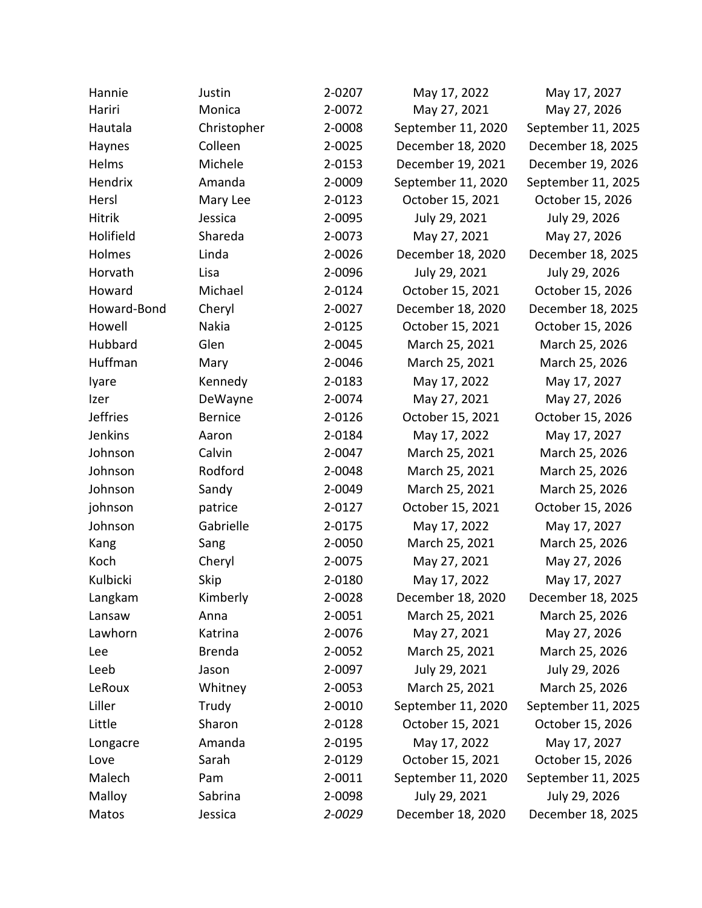| | | | | |
|---|---|---|---|---|
| Hannie | Justin | 2-0207 | May 17, 2022 | May 17, 2027 |
| Hariri | Monica | 2-0072 | May 27, 2021 | May 27, 2026 |
| Hautala | Christopher | 2-0008 | September 11, 2020 | September 11, 2025 |
| Haynes | Colleen | 2-0025 | December 18, 2020 | December 18, 2025 |
| Helms | Michele | 2-0153 | December 19, 2021 | December 19, 2026 |
| Hendrix | Amanda | 2-0009 | September 11, 2020 | September 11, 2025 |
| Hersl | Mary Lee | 2-0123 | October 15, 2021 | October 15, 2026 |
| Hitrik | Jessica | 2-0095 | July 29, 2021 | July 29, 2026 |
| Holifield | Shareda | 2-0073 | May 27, 2021 | May 27, 2026 |
| Holmes | Linda | 2-0026 | December 18, 2020 | December 18, 2025 |
| Horvath | Lisa | 2-0096 | July 29, 2021 | July 29, 2026 |
| Howard | Michael | 2-0124 | October 15, 2021 | October 15, 2026 |
| Howard-Bond | Cheryl | 2-0027 | December 18, 2020 | December 18, 2025 |
| Howell | Nakia | 2-0125 | October 15, 2021 | October 15, 2026 |
| Hubbard | Glen | 2-0045 | March 25, 2021 | March 25, 2026 |
| Huffman | Mary | 2-0046 | March 25, 2021 | March 25, 2026 |
| Iyare | Kennedy | 2-0183 | May 17, 2022 | May 17, 2027 |
| Izer | DeWayne | 2-0074 | May 27, 2021 | May 27, 2026 |
| Jeffries | Bernice | 2-0126 | October 15, 2021 | October 15, 2026 |
| Jenkins | Aaron | 2-0184 | May 17, 2022 | May 17, 2027 |
| Johnson | Calvin | 2-0047 | March 25, 2021 | March 25, 2026 |
| Johnson | Rodford | 2-0048 | March 25, 2021 | March 25, 2026 |
| Johnson | Sandy | 2-0049 | March 25, 2021 | March 25, 2026 |
| johnson | patrice | 2-0127 | October 15, 2021 | October 15, 2026 |
| Johnson | Gabrielle | 2-0175 | May 17, 2022 | May 17, 2027 |
| Kang | Sang | 2-0050 | March 25, 2021 | March 25, 2026 |
| Koch | Cheryl | 2-0075 | May 27, 2021 | May 27, 2026 |
| Kulbicki | Skip | 2-0180 | May 17, 2022 | May 17, 2027 |
| Langkam | Kimberly | 2-0028 | December 18, 2020 | December 18, 2025 |
| Lansaw | Anna | 2-0051 | March 25, 2021 | March 25, 2026 |
| Lawhorn | Katrina | 2-0076 | May 27, 2021 | May 27, 2026 |
| Lee | Brenda | 2-0052 | March 25, 2021 | March 25, 2026 |
| Leeb | Jason | 2-0097 | July 29, 2021 | July 29, 2026 |
| LeRoux | Whitney | 2-0053 | March 25, 2021 | March 25, 2026 |
| Liller | Trudy | 2-0010 | September 11, 2020 | September 11, 2025 |
| Little | Sharon | 2-0128 | October 15, 2021 | October 15, 2026 |
| Longacre | Amanda | 2-0195 | May 17, 2022 | May 17, 2027 |
| Love | Sarah | 2-0129 | October 15, 2021 | October 15, 2026 |
| Malech | Pam | 2-0011 | September 11, 2020 | September 11, 2025 |
| Malloy | Sabrina | 2-0098 | July 29, 2021 | July 29, 2026 |
| Matos | Jessica | *2-0029* | December 18, 2020 | December 18, 2025 |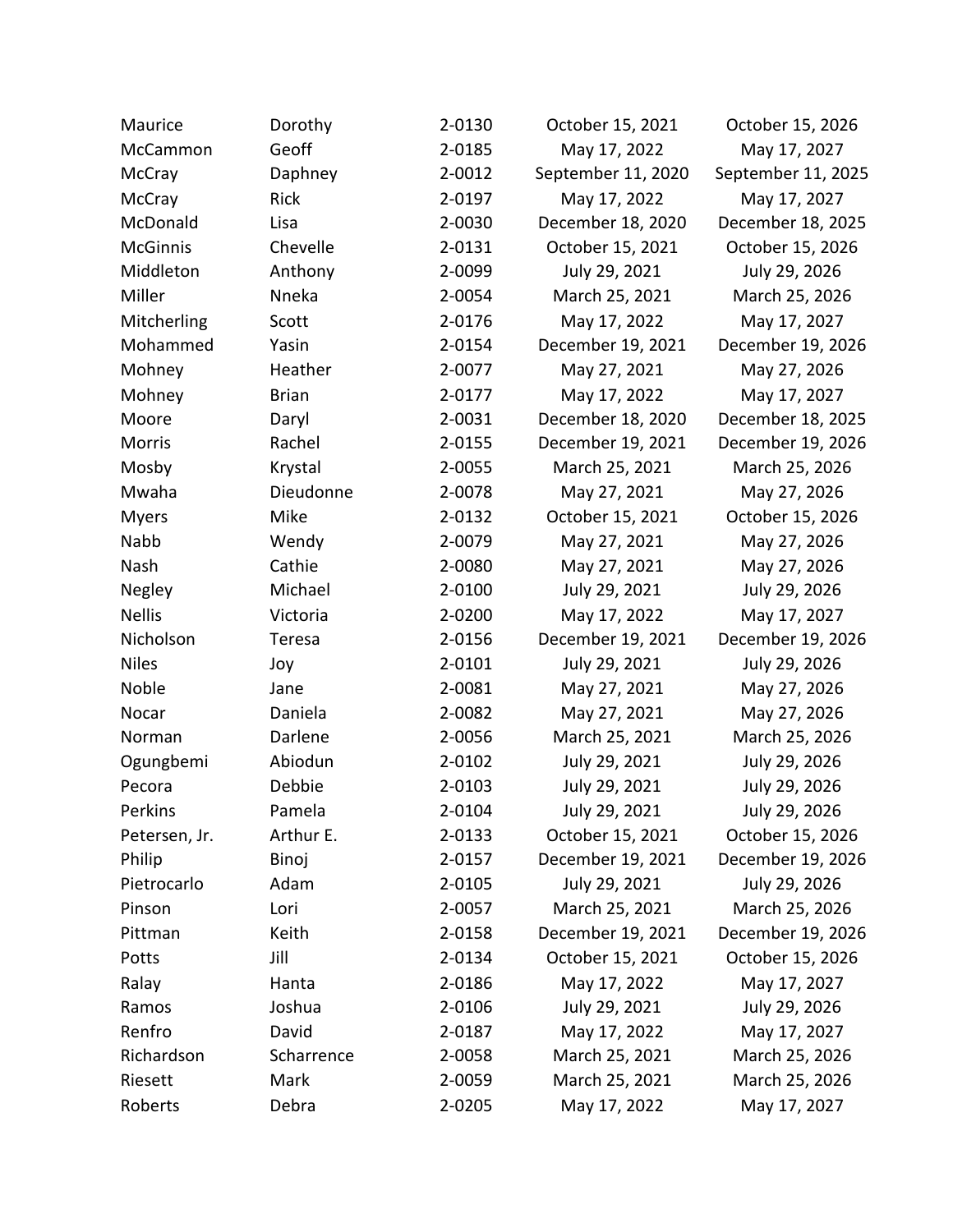| | | | | |
|---|---|---|---|---|
| Maurice | Dorothy | 2-0130 | October 15, 2021 | October 15, 2026 |
| McCammon | Geoff | 2-0185 | May 17, 2022 | May 17, 2027 |
| McCray | Daphney | 2-0012 | September 11, 2020 | September 11, 2025 |
| McCray | Rick | 2-0197 | May 17, 2022 | May 17, 2027 |
| McDonald | Lisa | 2-0030 | December 18, 2020 | December 18, 2025 |
| McGinnis | Chevelle | 2-0131 | October 15, 2021 | October 15, 2026 |
| Middleton | Anthony | 2-0099 | July 29, 2021 | July 29, 2026 |
| Miller | Nneka | 2-0054 | March 25, 2021 | March 25, 2026 |
| Mitcherling | Scott | 2-0176 | May 17, 2022 | May 17, 2027 |
| Mohammed | Yasin | 2-0154 | December 19, 2021 | December 19, 2026 |
| Mohney | Heather | 2-0077 | May 27, 2021 | May 27, 2026 |
| Mohney | Brian | 2-0177 | May 17, 2022 | May 17, 2027 |
| Moore | Daryl | 2-0031 | December 18, 2020 | December 18, 2025 |
| Morris | Rachel | 2-0155 | December 19, 2021 | December 19, 2026 |
| Mosby | Krystal | 2-0055 | March 25, 2021 | March 25, 2026 |
| Mwaha | Dieudonne | 2-0078 | May 27, 2021 | May 27, 2026 |
| Myers | Mike | 2-0132 | October 15, 2021 | October 15, 2026 |
| Nabb | Wendy | 2-0079 | May 27, 2021 | May 27, 2026 |
| Nash | Cathie | 2-0080 | May 27, 2021 | May 27, 2026 |
| Negley | Michael | 2-0100 | July 29, 2021 | July 29, 2026 |
| Nellis | Victoria | 2-0200 | May 17, 2022 | May 17, 2027 |
| Nicholson | Teresa | 2-0156 | December 19, 2021 | December 19, 2026 |
| Niles | Joy | 2-0101 | July 29, 2021 | July 29, 2026 |
| Noble | Jane | 2-0081 | May 27, 2021 | May 27, 2026 |
| Nocar | Daniela | 2-0082 | May 27, 2021 | May 27, 2026 |
| Norman | Darlene | 2-0056 | March 25, 2021 | March 25, 2026 |
| Ogungbemi | Abiodun | 2-0102 | July 29, 2021 | July 29, 2026 |
| Pecora | Debbie | 2-0103 | July 29, 2021 | July 29, 2026 |
| Perkins | Pamela | 2-0104 | July 29, 2021 | July 29, 2026 |
| Petersen, Jr. | Arthur E. | 2-0133 | October 15, 2021 | October 15, 2026 |
| Philip | Binoj | 2-0157 | December 19, 2021 | December 19, 2026 |
| Pietrocarlo | Adam | 2-0105 | July 29, 2021 | July 29, 2026 |
| Pinson | Lori | 2-0057 | March 25, 2021 | March 25, 2026 |
| Pittman | Keith | 2-0158 | December 19, 2021 | December 19, 2026 |
| Potts | Jill | 2-0134 | October 15, 2021 | October 15, 2026 |
| Ralay | Hanta | 2-0186 | May 17, 2022 | May 17, 2027 |
| Ramos | Joshua | 2-0106 | July 29, 2021 | July 29, 2026 |
| Renfro | David | 2-0187 | May 17, 2022 | May 17, 2027 |
| Richardson | Scharrence | 2-0058 | March 25, 2021 | March 25, 2026 |
| Riesett | Mark | 2-0059 | March 25, 2021 | March 25, 2026 |
| Roberts | Debra | 2-0205 | May 17, 2022 | May 17, 2027 |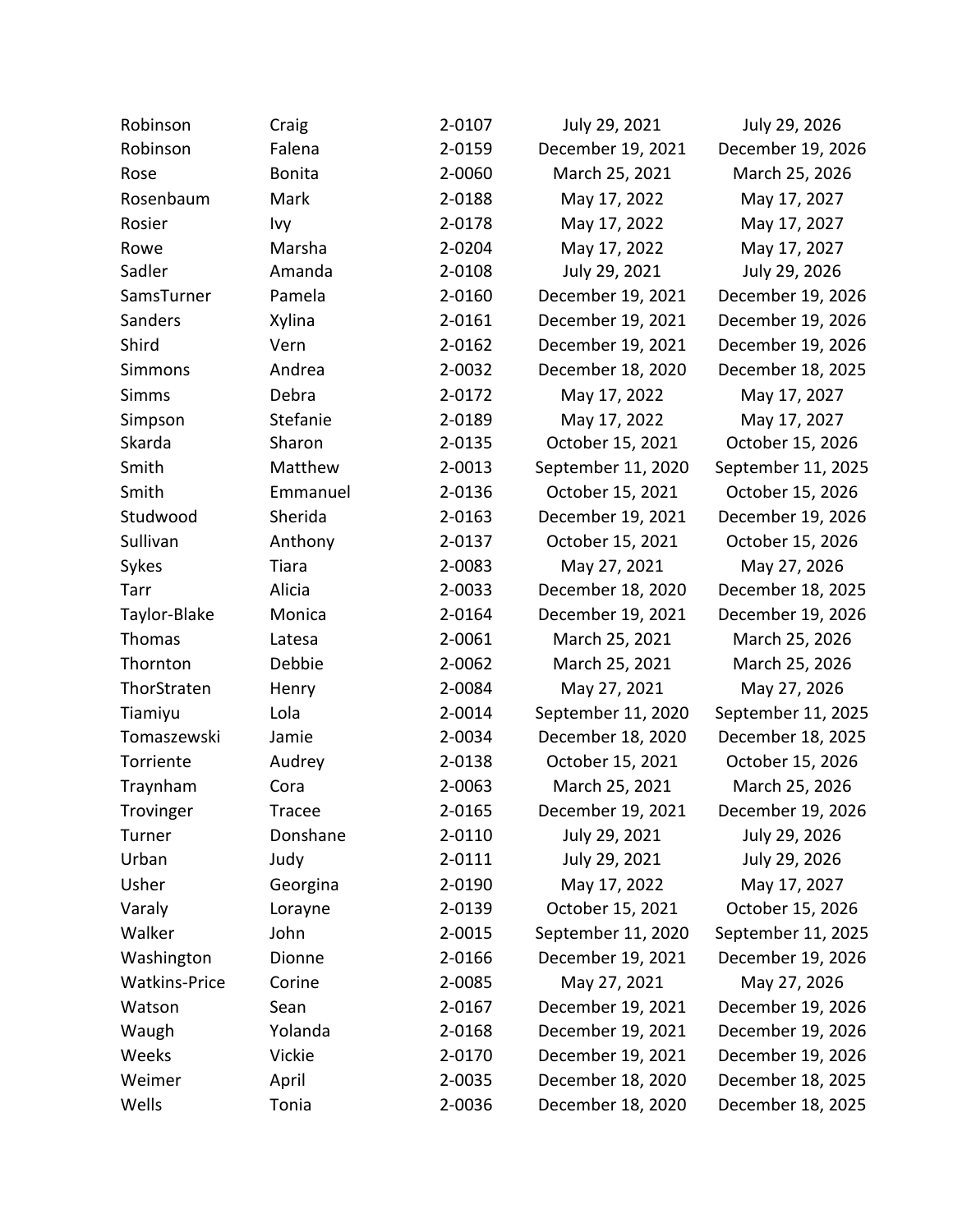| | | | | |
|---|---|---|---|---|
| Robinson | Craig | 2-0107 | July 29, 2021 | July 29, 2026 |
| Robinson | Falena | 2-0159 | December 19, 2021 | December 19, 2026 |
| Rose | Bonita | 2-0060 | March 25, 2021 | March 25, 2026 |
| Rosenbaum | Mark | 2-0188 | May 17, 2022 | May 17, 2027 |
| Rosier | Ivy | 2-0178 | May 17, 2022 | May 17, 2027 |
| Rowe | Marsha | 2-0204 | May 17, 2022 | May 17, 2027 |
| Sadler | Amanda | 2-0108 | July 29, 2021 | July 29, 2026 |
| SamsTurner | Pamela | 2-0160 | December 19, 2021 | December 19, 2026 |
| Sanders | Xylina | 2-0161 | December 19, 2021 | December 19, 2026 |
| Shird | Vern | 2-0162 | December 19, 2021 | December 19, 2026 |
| Simmons | Andrea | 2-0032 | December 18, 2020 | December 18, 2025 |
| Simms | Debra | 2-0172 | May 17, 2022 | May 17, 2027 |
| Simpson | Stefanie | 2-0189 | May 17, 2022 | May 17, 2027 |
| Skarda | Sharon | 2-0135 | October 15, 2021 | October 15, 2026 |
| Smith | Matthew | 2-0013 | September 11, 2020 | September 11, 2025 |
| Smith | Emmanuel | 2-0136 | October 15, 2021 | October 15, 2026 |
| Studwood | Sherida | 2-0163 | December 19, 2021 | December 19, 2026 |
| Sullivan | Anthony | 2-0137 | October 15, 2021 | October 15, 2026 |
| Sykes | Tiara | 2-0083 | May 27, 2021 | May 27, 2026 |
| Tarr | Alicia | 2-0033 | December 18, 2020 | December 18, 2025 |
| Taylor-Blake | Monica | 2-0164 | December 19, 2021 | December 19, 2026 |
| Thomas | Latesa | 2-0061 | March 25, 2021 | March 25, 2026 |
| Thornton | Debbie | 2-0062 | March 25, 2021 | March 25, 2026 |
| ThorStraten | Henry | 2-0084 | May 27, 2021 | May 27, 2026 |
| Tiamiyu | Lola | 2-0014 | September 11, 2020 | September 11, 2025 |
| Tomaszewski | Jamie | 2-0034 | December 18, 2020 | December 18, 2025 |
| Torriente | Audrey | 2-0138 | October 15, 2021 | October 15, 2026 |
| Traynham | Cora | 2-0063 | March 25, 2021 | March 25, 2026 |
| Trovinger | Tracee | 2-0165 | December 19, 2021 | December 19, 2026 |
| Turner | Donshane | 2-0110 | July 29, 2021 | July 29, 2026 |
| Urban | Judy | 2-0111 | July 29, 2021 | July 29, 2026 |
| Usher | Georgina | 2-0190 | May 17, 2022 | May 17, 2027 |
| Varaly | Lorayne | 2-0139 | October 15, 2021 | October 15, 2026 |
| Walker | John | 2-0015 | September 11, 2020 | September 11, 2025 |
| Washington | Dionne | 2-0166 | December 19, 2021 | December 19, 2026 |
| Watkins-Price | Corine | 2-0085 | May 27, 2021 | May 27, 2026 |
| Watson | Sean | 2-0167 | December 19, 2021 | December 19, 2026 |
| Waugh | Yolanda | 2-0168 | December 19, 2021 | December 19, 2026 |
| Weeks | Vickie | 2-0170 | December 19, 2021 | December 19, 2026 |
| Weimer | April | 2-0035 | December 18, 2020 | December 18, 2025 |
| Wells | Tonia | 2-0036 | December 18, 2020 | December 18, 2025 |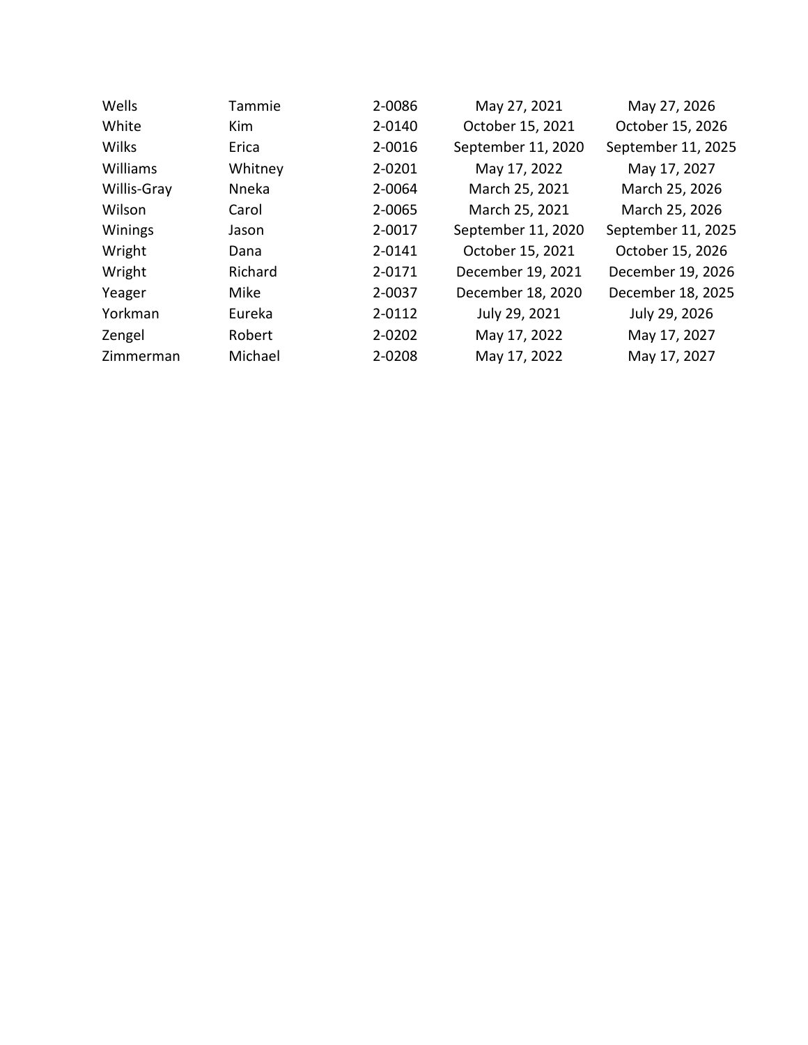| | | | | |
|---|---|---|---|---|
| Wells | Tammie | 2-0086 | May 27, 2021 | May 27, 2026 |
| White | Kim | 2-0140 | October 15, 2021 | October 15, 2026 |
| Wilks | Erica | 2-0016 | September 11, 2020 | September 11, 2025 |
| Williams | Whitney | 2-0201 | May 17, 2022 | May 17, 2027 |
| Willis-Gray | Nneka | 2-0064 | March 25, 2021 | March 25, 2026 |
| Wilson | Carol | 2-0065 | March 25, 2021 | March 25, 2026 |
| Winings | Jason | 2-0017 | September 11, 2020 | September 11, 2025 |
| Wright | Dana | 2-0141 | October 15, 2021 | October 15, 2026 |
| Wright | Richard | 2-0171 | December 19, 2021 | December 19, 2026 |
| Yeager | Mike | 2-0037 | December 18, 2020 | December 18, 2025 |
| Yorkman | Eureka | 2-0112 | July 29, 2021 | July 29, 2026 |
| Zengel | Robert | 2-0202 | May 17, 2022 | May 17, 2027 |
| Zimmerman | Michael | 2-0208 | May 17, 2022 | May 17, 2027 |